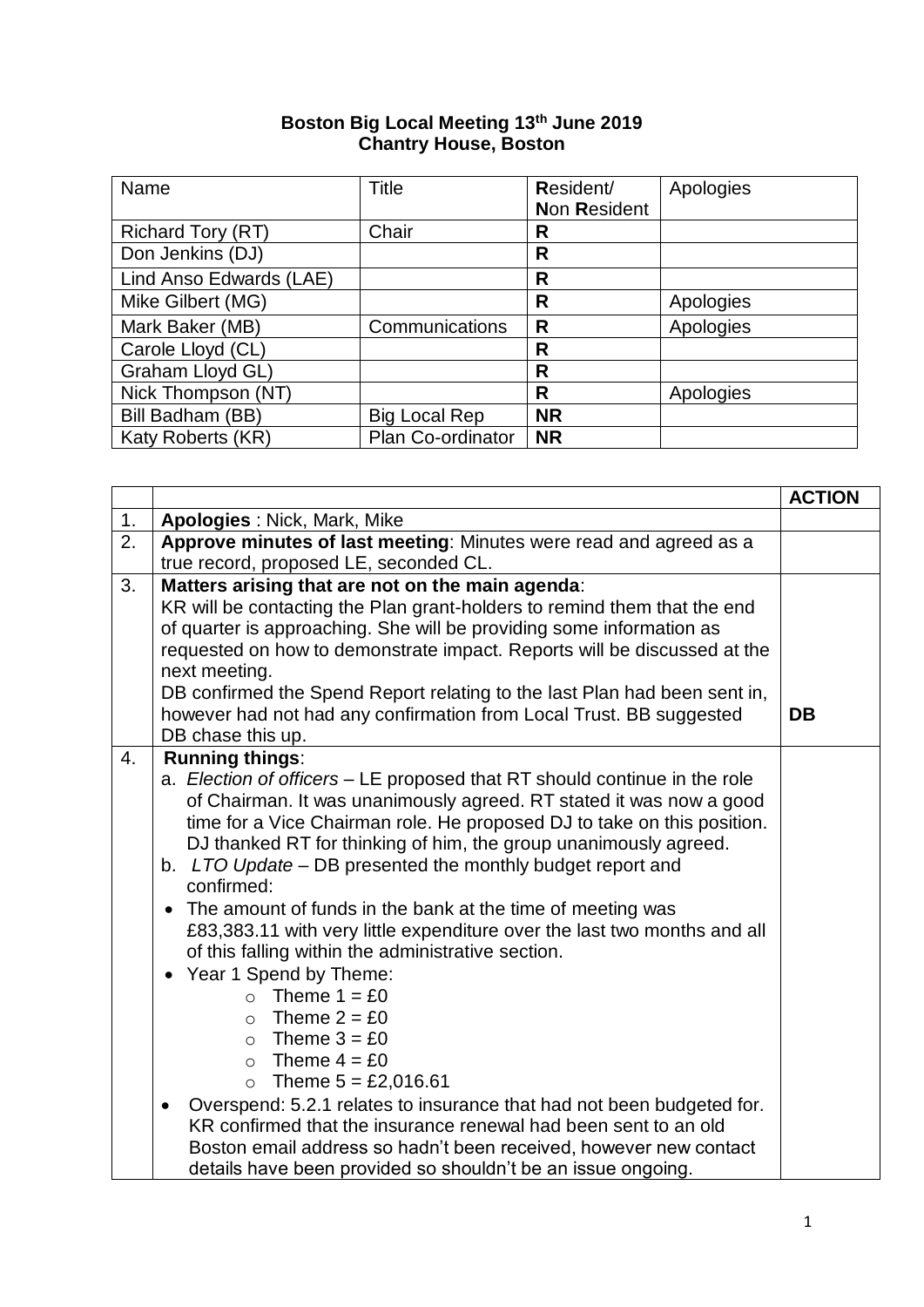**Boston Big Local Meeting 13th June 2019**
**Chantry House, Boston**

| Name | Title | **R**esident/ **N**on **R**esident | Apologies |
|---|---|---|---|
| Richard Tory (RT) | Chair | **R** | |
| Don Jenkins (DJ) | | **R** | |
| Lind Anso Edwards (LAE) | | **R** | |
| Mike Gilbert (MG) | | **R** | Apologies |
| Mark Baker (MB) | Communications | **R** | Apologies |
| Carole Lloyd (CL) | | **R** | |
| Graham Lloyd GL) | | **R** | |
| Nick Thompson (NT) | | **R** | Apologies |
| Bill Badham (BB) | Big Local Rep | **NR** | |
| Katy Roberts (KR) | Plan Co-ordinator | **NR** | |

| | | **ACTION** |
|---|---|---|
| 1. | **Apologies** : Nick, Mark, Mike | |
| 2. | **Approve minutes of last meeting**: Minutes were read and agreed as a true record, proposed LE, seconded CL. | |
| 3. | **Matters arising that are not on the main agenda**:<br>KR will be contacting the Plan grant-holders to remind them that the end of quarter is approaching. She will be providing some information as requested on how to demonstrate impact. Reports will be discussed at the next meeting.<br>DB confirmed the Spend Report relating to the last Plan had been sent in, however had not had any confirmation from Local Trust. BB suggested DB chase this up. | **DB** |
| 4. | **Running things**:<br>a. *Election of officers* – LE proposed that RT should continue in the role of Chairman. It was unanimously agreed. RT stated it was now a good time for a Vice Chairman role. He proposed DJ to take on this position. DJ thanked RT for thinking of him, the group unanimously agreed.<br>b. *LTO Update* – DB presented the monthly budget report and confirmed:<br>• The amount of funds in the bank at the time of meeting was £83,383.11 with very little expenditure over the last two months and all of this falling within the administrative section.<br>• Year 1 Spend by Theme:<br>&nbsp;&nbsp;&nbsp;&nbsp;○ Theme 1 = £0<br>&nbsp;&nbsp;&nbsp;&nbsp;○ Theme 2 = £0<br>&nbsp;&nbsp;&nbsp;&nbsp;○ Theme 3 = £0<br>&nbsp;&nbsp;&nbsp;&nbsp;○ Theme 4 = £0<br>&nbsp;&nbsp;&nbsp;&nbsp;○ Theme 5 = £2,016.61<br>• Overspend: 5.2.1 relates to insurance that had not been budgeted for. KR confirmed that the insurance renewal had been sent to an old Boston email address so hadn't been received, however new contact details have been provided so shouldn't be an issue ongoing. | |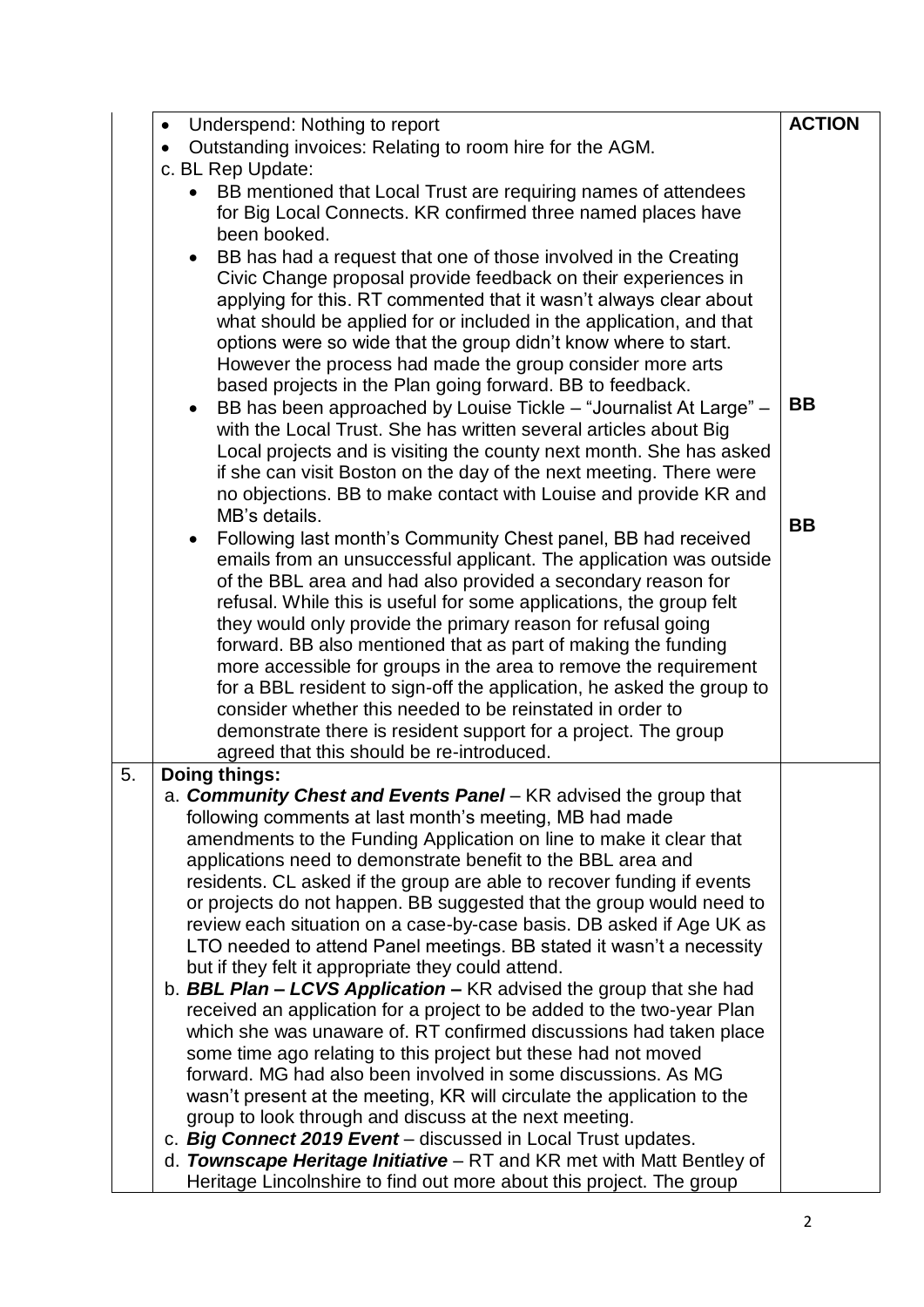| | | ACTION |
|---|---|---|
| | • Underspend: Nothing to report<br>• Outstanding invoices: Relating to room hire for the AGM.<br>c. BL Rep Update:<br>• BB mentioned that Local Trust are requiring names of attendees for Big Local Connects. KR confirmed three named places have been booked.<br>• BB has had a request that one of those involved in the Creating Civic Change proposal provide feedback on their experiences in applying for this. RT commented that it wasn't always clear about what should be applied for or included in the application, and that options were so wide that the group didn't know where to start. However the process had made the group consider more arts based projects in the Plan going forward. BB to feedback.<br>• BB has been approached by Louise Tickle – "Journalist At Large" – with the Local Trust. She has written several articles about Big Local projects and is visiting the county next month. She has asked if she can visit Boston on the day of the next meeting. There were no objections. BB to make contact with Louise and provide KR and MB's details.<br>• Following last month's Community Chest panel, BB had received emails from an unsuccessful applicant. The application was outside of the BBL area and had also provided a secondary reason for refusal. While this is useful for some applications, the group felt they would only provide the primary reason for refusal going forward. BB also mentioned that as part of making the funding more accessible for groups in the area to remove the requirement for a BBL resident to sign-off the application, he asked the group to consider whether this needed to be reinstated in order to demonstrate there is resident support for a project. The group agreed that this should be re-introduced. | BB<br><br>BB |
| 5. | **Doing things:**<br>a. ***Community Chest and Events Panel*** – KR advised the group that following comments at last month's meeting, MB had made amendments to the Funding Application on line to make it clear that applications need to demonstrate benefit to the BBL area and residents. CL asked if the group are able to recover funding if events or projects do not happen. BB suggested that the group would need to review each situation on a case-by-case basis. DB asked if Age UK as LTO needed to attend Panel meetings. BB stated it wasn't a necessity but if they felt it appropriate they could attend.<br>b. ***BBL Plan – LCVS Application –*** KR advised the group that she had received an application for a project to be added to the two-year Plan which she was unaware of. RT confirmed discussions had taken place some time ago relating to this project but these had not moved forward. MG had also been involved in some discussions. As MG wasn't present at the meeting, KR will circulate the application to the group to look through and discuss at the next meeting.<br>c. ***Big Connect 2019 Event*** – discussed in Local Trust updates.<br>d. ***Townscape Heritage Initiative*** – RT and KR met with Matt Bentley of Heritage Lincolnshire to find out more about this project. The group | |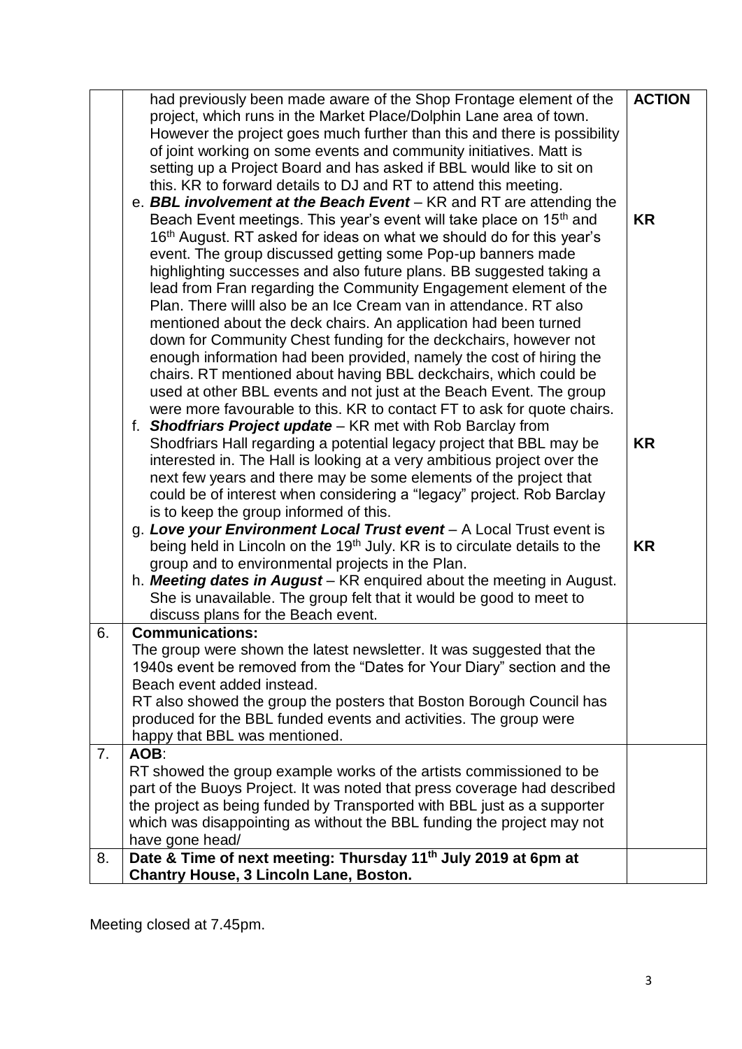|  |  | ACTION |
|---|---|---|
|  | had previously been made aware of the Shop Frontage element of the project, which runs in the Market Place/Dolphin Lane area of town. However the project goes much further than this and there is possibility of joint working on some events and community initiatives. Matt is setting up a Project Board and has asked if BBL would like to sit on this. KR to forward details to DJ and RT to attend this meeting.<br>e. ***BBL involvement at the Beach Event*** – KR and RT are attending the Beach Event meetings. This year's event will take place on 15th and 16th August. RT asked for ideas on what we should do for this year's event. The group discussed getting some Pop-up banners made highlighting successes and also future plans. BB suggested taking a lead from Fran regarding the Community Engagement element of the Plan. There willl also be an Ice Cream van in attendance. RT also mentioned about the deck chairs. An application had been turned down for Community Chest funding for the deckchairs, however not enough information had been provided, namely the cost of hiring the chairs. RT mentioned about having BBL deckchairs, which could be used at other BBL events and not just at the Beach Event. The group were more favourable to this. KR to contact FT to ask for quote chairs.<br>f. ***Shodfriars Project update*** – KR met with Rob Barclay from Shodfriars Hall regarding a potential legacy project that BBL may be interested in. The Hall is looking at a very ambitious project over the next few years and there may be some elements of the project that could be of interest when considering a "legacy" project. Rob Barclay is to keep the group informed of this.<br>g. ***Love your Environment Local Trust event*** – A Local Trust event is being held in Lincoln on the 19th July. KR is to circulate details to the group and to environmental projects in the Plan.<br>h. ***Meeting dates in August*** – KR enquired about the meeting in August. She is unavailable. The group felt that it would be good to meet to discuss plans for the Beach event. | **KR**<br><br>**KR**<br><br>**KR** |
| 6. | **Communications:**<br>The group were shown the latest newsletter. It was suggested that the 1940s event be removed from the "Dates for Your Diary" section and the Beach event added instead.<br>RT also showed the group the posters that Boston Borough Council has produced for the BBL funded events and activities. The group were happy that BBL was mentioned. |  |
| 7. | **AOB**:<br>RT showed the group example works of the artists commissioned to be part of the Buoys Project. It was noted that press coverage had described the project as being funded by Transported with BBL just as a supporter which was disappointing as without the BBL funding the project may not have gone head/ |  |
| 8. | **Date & Time of next meeting: Thursday 11th July 2019 at 6pm at Chantry House, 3 Lincoln Lane, Boston.** |  |

Meeting closed at 7.45pm.